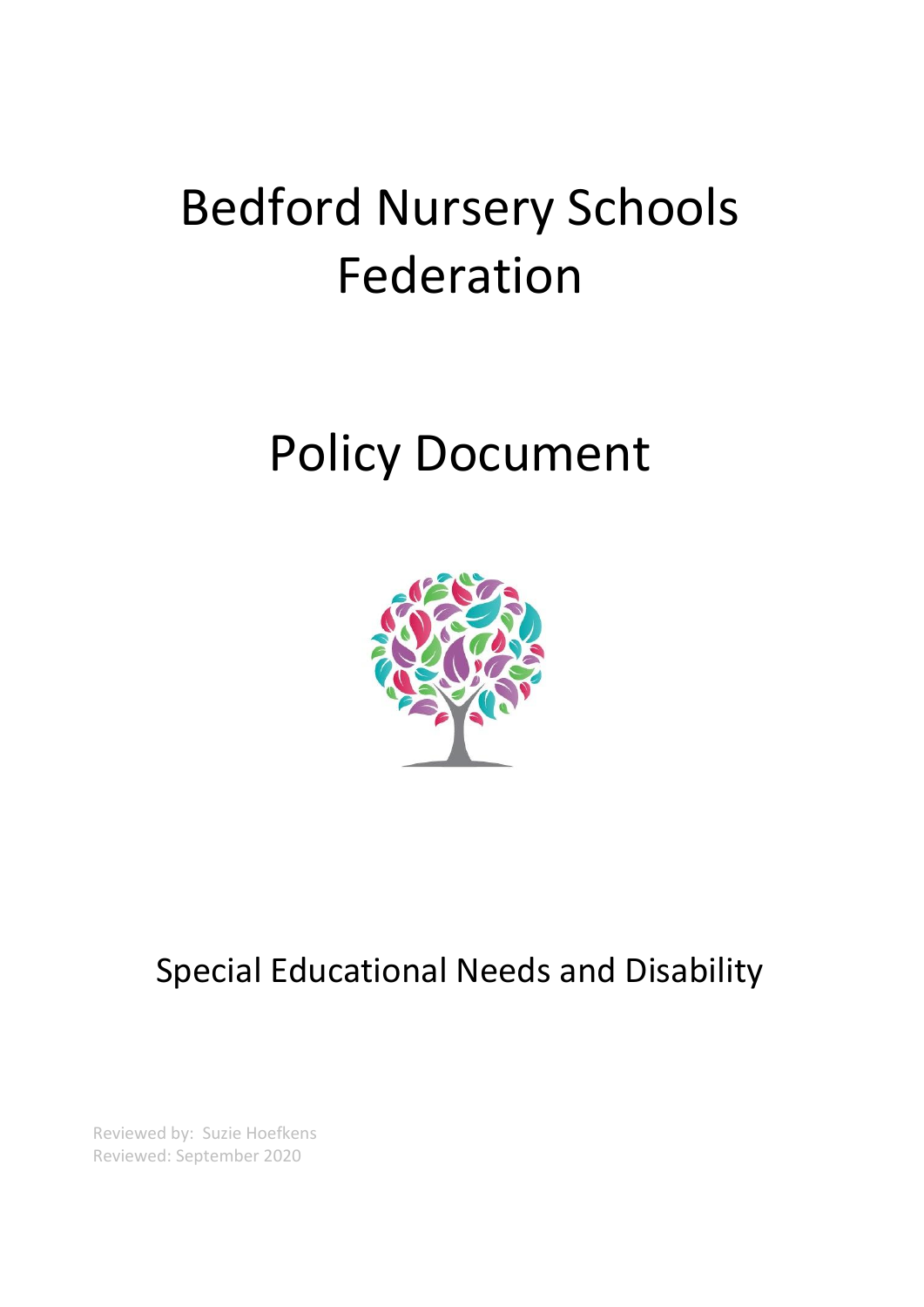# Bedford Nursery Schools Federation

# Policy Document

## Special Educational Needs and Disability

Reviewed by: Suzie Hoefkens
Reviewed: September 2020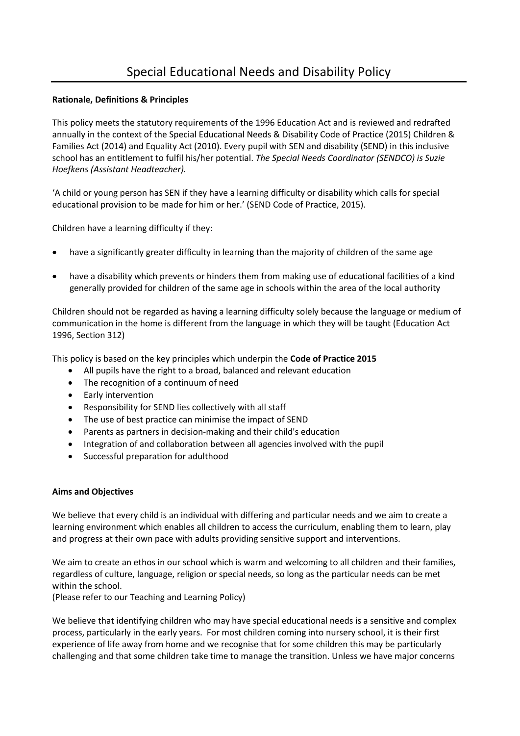# Special Educational Needs and Disability Policy

**Rationale, Definitions & Principles**

This policy meets the statutory requirements of the 1996 Education Act and is reviewed and redrafted annually in the context of the Special Educational Needs & Disability Code of Practice (2015) Children & Families Act (2014) and Equality Act (2010). Every pupil with SEN and disability (SEND) in this inclusive school has an entitlement to fulfil his/her potential. *The Special Needs Coordinator (SENDCO) is Suzie Hoefkens (Assistant Headteacher).*

'A child or young person has SEN if they have a learning difficulty or disability which calls for special educational provision to be made for him or her.' (SEND Code of Practice, 2015).

Children have a learning difficulty if they:

- have a significantly greater difficulty in learning than the majority of children of the same age
- have a disability which prevents or hinders them from making use of educational facilities of a kind generally provided for children of the same age in schools within the area of the local authority

Children should not be regarded as having a learning difficulty solely because the language or medium of communication in the home is different from the language in which they will be taught (Education Act 1996, Section 312)

This policy is based on the key principles which underpin the **Code of Practice 2015**

- All pupils have the right to a broad, balanced and relevant education
- The recognition of a continuum of need
- Early intervention
- Responsibility for SEND lies collectively with all staff
- The use of best practice can minimise the impact of SEND
- Parents as partners in decision-making and their child's education
- Integration of and collaboration between all agencies involved with the pupil
- Successful preparation for adulthood

**Aims and Objectives**

We believe that every child is an individual with differing and particular needs and we aim to create a learning environment which enables all children to access the curriculum, enabling them to learn, play and progress at their own pace with adults providing sensitive support and interventions.

We aim to create an ethos in our school which is warm and welcoming to all children and their families, regardless of culture, language, religion or special needs, so long as the particular needs can be met within the school.
(Please refer to our Teaching and Learning Policy)

We believe that identifying children who may have special educational needs is a sensitive and complex process, particularly in the early years. For most children coming into nursery school, it is their first experience of life away from home and we recognise that for some children this may be particularly challenging and that some children take time to manage the transition. Unless we have major concerns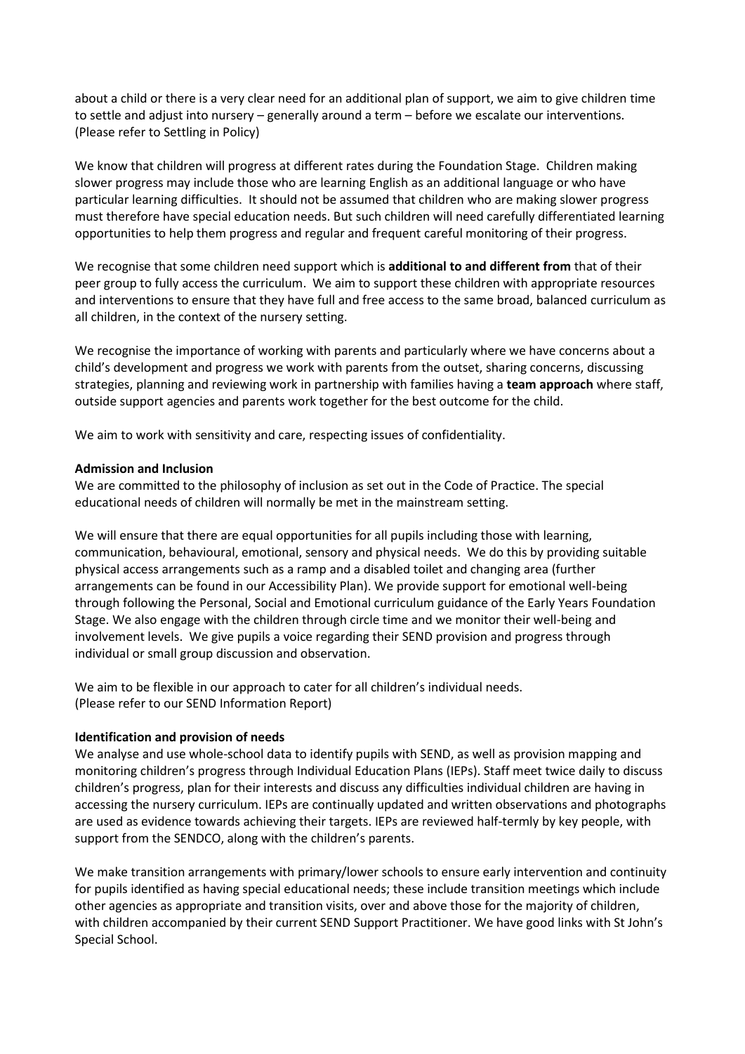about a child or there is a very clear need for an additional plan of support, we aim to give children time to settle and adjust into nursery – generally around a term – before we escalate our interventions. (Please refer to Settling in Policy)

We know that children will progress at different rates during the Foundation Stage. Children making slower progress may include those who are learning English as an additional language or who have particular learning difficulties. It should not be assumed that children who are making slower progress must therefore have special education needs. But such children will need carefully differentiated learning opportunities to help them progress and regular and frequent careful monitoring of their progress.

We recognise that some children need support which is **additional to and different from** that of their peer group to fully access the curriculum. We aim to support these children with appropriate resources and interventions to ensure that they have full and free access to the same broad, balanced curriculum as all children, in the context of the nursery setting.

We recognise the importance of working with parents and particularly where we have concerns about a child's development and progress we work with parents from the outset, sharing concerns, discussing strategies, planning and reviewing work in partnership with families having a **team approach** where staff, outside support agencies and parents work together for the best outcome for the child.

We aim to work with sensitivity and care, respecting issues of confidentiality.

**Admission and Inclusion**

We are committed to the philosophy of inclusion as set out in the Code of Practice. The special educational needs of children will normally be met in the mainstream setting.

We will ensure that there are equal opportunities for all pupils including those with learning, communication, behavioural, emotional, sensory and physical needs. We do this by providing suitable physical access arrangements such as a ramp and a disabled toilet and changing area (further arrangements can be found in our Accessibility Plan). We provide support for emotional well-being through following the Personal, Social and Emotional curriculum guidance of the Early Years Foundation Stage. We also engage with the children through circle time and we monitor their well-being and involvement levels. We give pupils a voice regarding their SEND provision and progress through individual or small group discussion and observation.

We aim to be flexible in our approach to cater for all children's individual needs. (Please refer to our SEND Information Report)

**Identification and provision of needs**

We analyse and use whole-school data to identify pupils with SEND, as well as provision mapping and monitoring children's progress through Individual Education Plans (IEPs). Staff meet twice daily to discuss children's progress, plan for their interests and discuss any difficulties individual children are having in accessing the nursery curriculum. IEPs are continually updated and written observations and photographs are used as evidence towards achieving their targets. IEPs are reviewed half-termly by key people, with support from the SENDCO, along with the children's parents.

We make transition arrangements with primary/lower schools to ensure early intervention and continuity for pupils identified as having special educational needs; these include transition meetings which include other agencies as appropriate and transition visits, over and above those for the majority of children, with children accompanied by their current SEND Support Practitioner. We have good links with St John's Special School.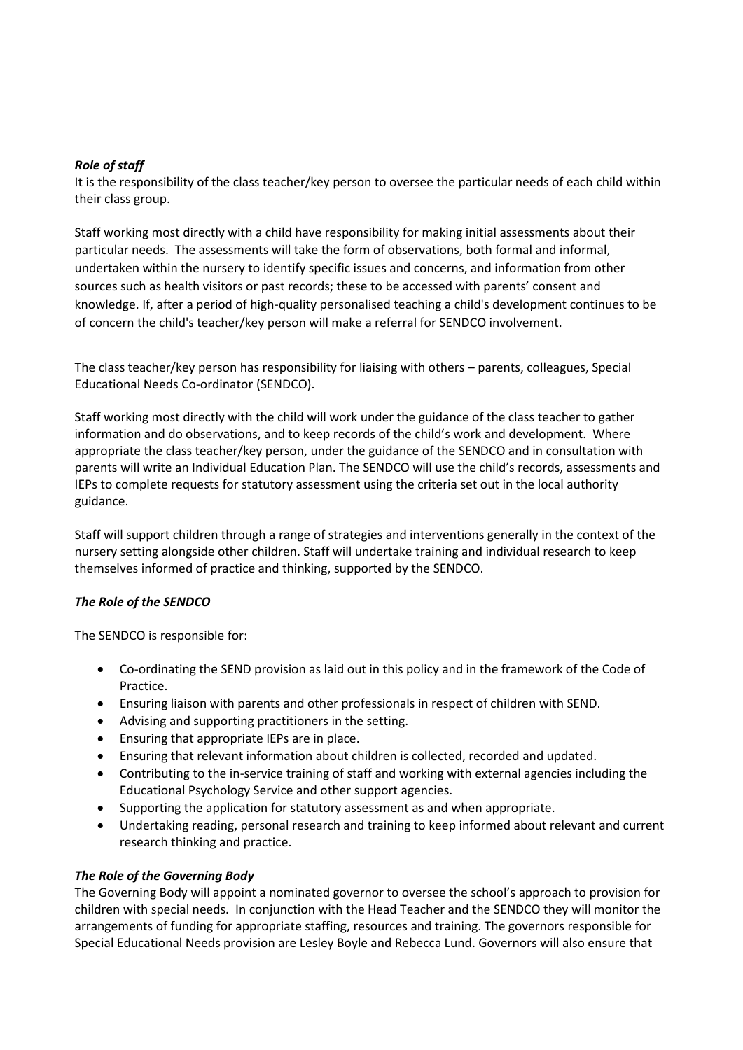***Role of staff***

It is the responsibility of the class teacher/key person to oversee the particular needs of each child within their class group.

Staff working most directly with a child have responsibility for making initial assessments about their particular needs. The assessments will take the form of observations, both formal and informal, undertaken within the nursery to identify specific issues and concerns, and information from other sources such as health visitors or past records; these to be accessed with parents' consent and knowledge. If, after a period of high-quality personalised teaching a child's development continues to be of concern the child's teacher/key person will make a referral for SENDCO involvement.

The class teacher/key person has responsibility for liaising with others – parents, colleagues, Special Educational Needs Co-ordinator (SENDCO).

Staff working most directly with the child will work under the guidance of the class teacher to gather information and do observations, and to keep records of the child's work and development. Where appropriate the class teacher/key person, under the guidance of the SENDCO and in consultation with parents will write an Individual Education Plan. The SENDCO will use the child's records, assessments and IEPs to complete requests for statutory assessment using the criteria set out in the local authority guidance.

Staff will support children through a range of strategies and interventions generally in the context of the nursery setting alongside other children. Staff will undertake training and individual research to keep themselves informed of practice and thinking, supported by the SENDCO.

***The Role of the SENDCO***

The SENDCO is responsible for:

- Co-ordinating the SEND provision as laid out in this policy and in the framework of the Code of Practice.
- Ensuring liaison with parents and other professionals in respect of children with SEND.
- Advising and supporting practitioners in the setting.
- Ensuring that appropriate IEPs are in place.
- Ensuring that relevant information about children is collected, recorded and updated.
- Contributing to the in-service training of staff and working with external agencies including the Educational Psychology Service and other support agencies.
- Supporting the application for statutory assessment as and when appropriate.
- Undertaking reading, personal research and training to keep informed about relevant and current research thinking and practice.

***The Role of the Governing Body***

The Governing Body will appoint a nominated governor to oversee the school's approach to provision for children with special needs. In conjunction with the Head Teacher and the SENDCO they will monitor the arrangements of funding for appropriate staffing, resources and training. The governors responsible for Special Educational Needs provision are Lesley Boyle and Rebecca Lund. Governors will also ensure that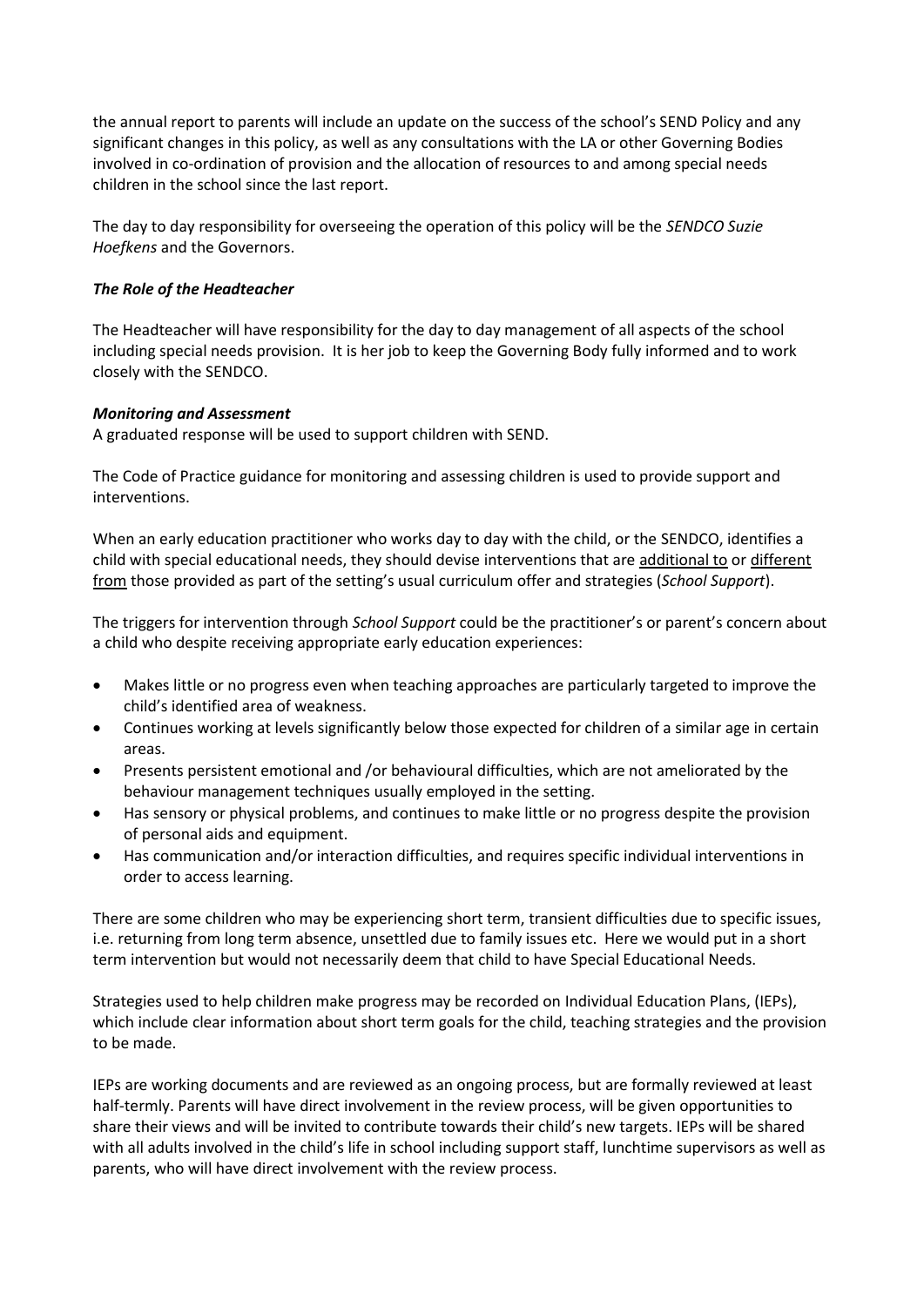the annual report to parents will include an update on the success of the school's SEND Policy and any significant changes in this policy, as well as any consultations with the LA or other Governing Bodies involved in co-ordination of provision and the allocation of resources to and among special needs children in the school since the last report.

The day to day responsibility for overseeing the operation of this policy will be the *SENDCO Suzie Hoefkens* and the Governors.

### *The Role of the Headteacher*

The Headteacher will have responsibility for the day to day management of all aspects of the school including special needs provision. It is her job to keep the Governing Body fully informed and to work closely with the SENDCO.

### *Monitoring and Assessment*

A graduated response will be used to support children with SEND.

The Code of Practice guidance for monitoring and assessing children is used to provide support and interventions.

When an early education practitioner who works day to day with the child, or the SENDCO, identifies a child with special educational needs, they should devise interventions that are additional to or different from those provided as part of the setting's usual curriculum offer and strategies (*School Support*).

The triggers for intervention through *School Support* could be the practitioner's or parent's concern about a child who despite receiving appropriate early education experiences:

- Makes little or no progress even when teaching approaches are particularly targeted to improve the child's identified area of weakness.
- Continues working at levels significantly below those expected for children of a similar age in certain areas.
- Presents persistent emotional and /or behavioural difficulties, which are not ameliorated by the behaviour management techniques usually employed in the setting.
- Has sensory or physical problems, and continues to make little or no progress despite the provision of personal aids and equipment.
- Has communication and/or interaction difficulties, and requires specific individual interventions in order to access learning.

There are some children who may be experiencing short term, transient difficulties due to specific issues, i.e. returning from long term absence, unsettled due to family issues etc. Here we would put in a short term intervention but would not necessarily deem that child to have Special Educational Needs.

Strategies used to help children make progress may be recorded on Individual Education Plans, (IEPs), which include clear information about short term goals for the child, teaching strategies and the provision to be made.

IEPs are working documents and are reviewed as an ongoing process, but are formally reviewed at least half-termly. Parents will have direct involvement in the review process, will be given opportunities to share their views and will be invited to contribute towards their child's new targets. IEPs will be shared with all adults involved in the child's life in school including support staff, lunchtime supervisors as well as parents, who will have direct involvement with the review process.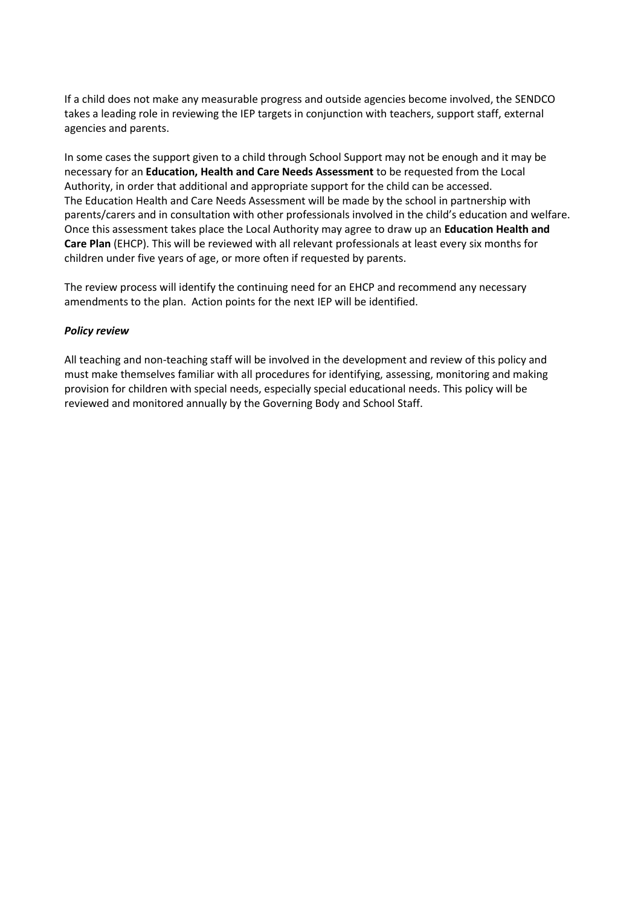If a child does not make any measurable progress and outside agencies become involved, the SENDCO takes a leading role in reviewing the IEP targets in conjunction with teachers, support staff, external agencies and parents.

In some cases the support given to a child through School Support may not be enough and it may be necessary for an **Education, Health and Care Needs Assessment** to be requested from the Local Authority, in order that additional and appropriate support for the child can be accessed.
The Education Health and Care Needs Assessment will be made by the school in partnership with parents/carers and in consultation with other professionals involved in the child's education and welfare. Once this assessment takes place the Local Authority may agree to draw up an **Education Health and Care Plan** (EHCP). This will be reviewed with all relevant professionals at least every six months for children under five years of age, or more often if requested by parents.

The review process will identify the continuing need for an EHCP and recommend any necessary amendments to the plan. Action points for the next IEP will be identified.

***Policy review***

All teaching and non-teaching staff will be involved in the development and review of this policy and must make themselves familiar with all procedures for identifying, assessing, monitoring and making provision for children with special needs, especially special educational needs. This policy will be reviewed and monitored annually by the Governing Body and School Staff.